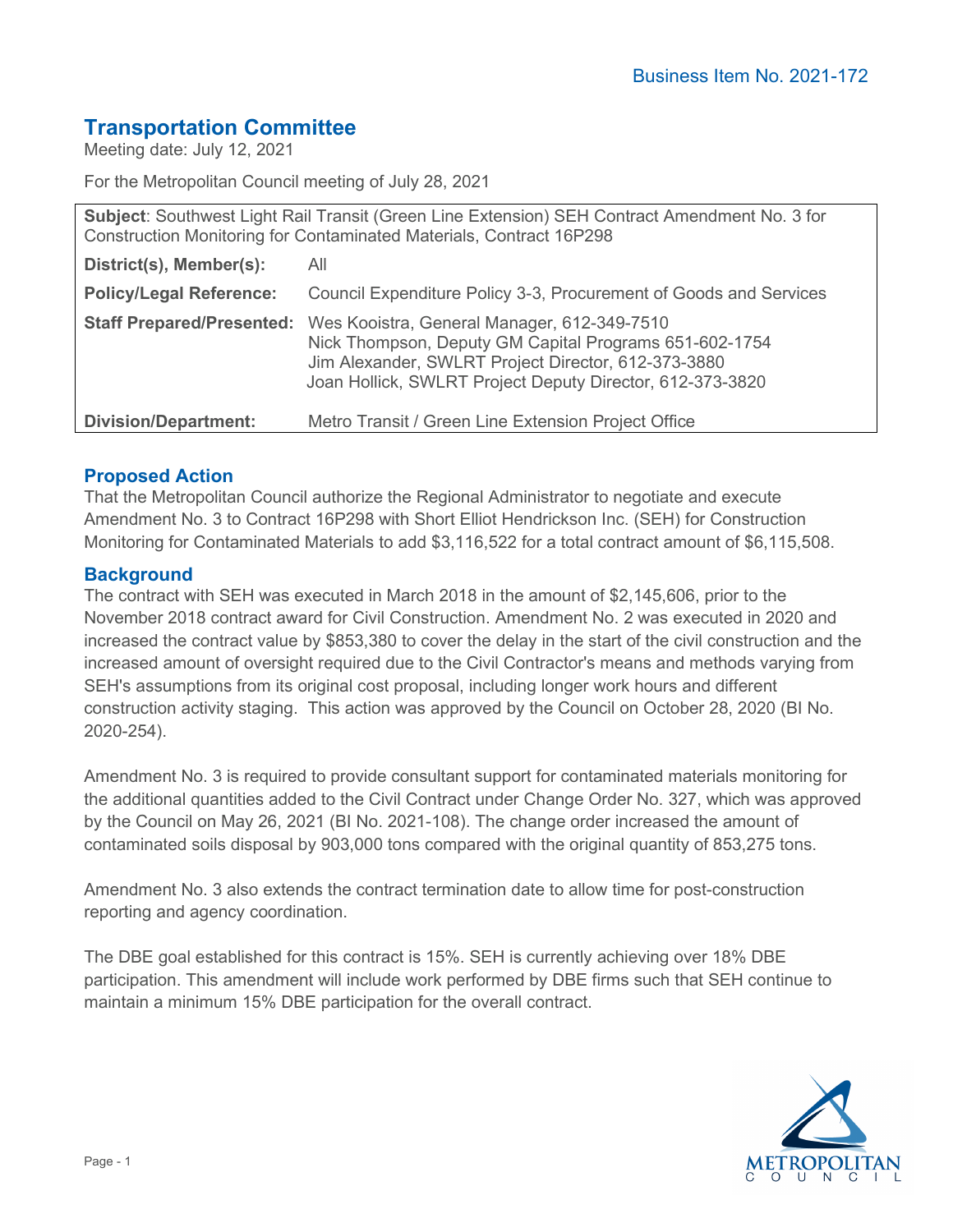Business Item No. 2021-172

# Transportation Committee

Meeting date: July 12, 2021

For the Metropolitan Council meeting of July 28, 2021

| | |
|---|---|
| **Subject**: Southwest Light Rail Transit (Green Line Extension) SEH Contract Amendment No. 3 for Construction Monitoring for Contaminated Materials, Contract 16P298 | |
| **District(s), Member(s):** | All |
| **Policy/Legal Reference:** | Council Expenditure Policy 3-3, Procurement of Goods and Services |
| **Staff Prepared/Presented:** | Wes Kooistra, General Manager, 612-349-7510<br>Nick Thompson, Deputy GM Capital Programs 651-602-1754<br>Jim Alexander, SWLRT Project Director, 612-373-3880<br>Joan Hollick, SWLRT Project Deputy Director, 612-373-3820 |
| **Division/Department:** | Metro Transit / Green Line Extension Project Office |

## Proposed Action

That the Metropolitan Council authorize the Regional Administrator to negotiate and execute Amendment No. 3 to Contract 16P298 with Short Elliot Hendrickson Inc. (SEH) for Construction Monitoring for Contaminated Materials to add $3,116,522 for a total contract amount of $6,115,508.

## Background

The contract with SEH was executed in March 2018 in the amount of $2,145,606, prior to the November 2018 contract award for Civil Construction. Amendment No. 2 was executed in 2020 and increased the contract value by $853,380 to cover the delay in the start of the civil construction and the increased amount of oversight required due to the Civil Contractor's means and methods varying from SEH's assumptions from its original cost proposal, including longer work hours and different construction activity staging. This action was approved by the Council on October 28, 2020 (BI No. 2020-254).

Amendment No. 3 is required to provide consultant support for contaminated materials monitoring for the additional quantities added to the Civil Contract under Change Order No. 327, which was approved by the Council on May 26, 2021 (BI No. 2021-108). The change order increased the amount of contaminated soils disposal by 903,000 tons compared with the original quantity of 853,275 tons.

Amendment No. 3 also extends the contract termination date to allow time for post-construction reporting and agency coordination.

The DBE goal established for this contract is 15%. SEH is currently achieving over 18% DBE participation. This amendment will include work performed by DBE firms such that SEH continue to maintain a minimum 15% DBE participation for the overall contract.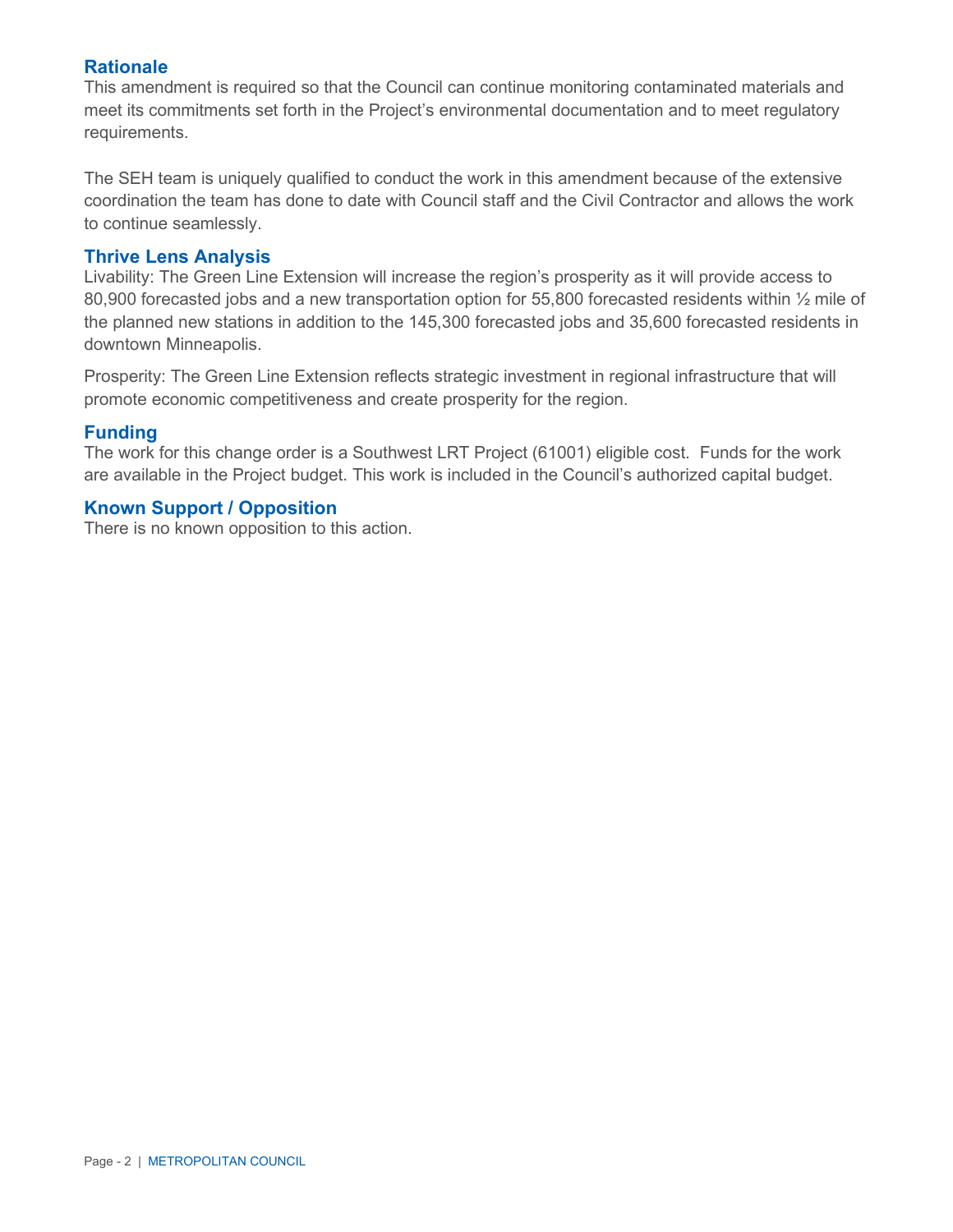## Rationale

This amendment is required so that the Council can continue monitoring contaminated materials and meet its commitments set forth in the Project's environmental documentation and to meet regulatory requirements.

The SEH team is uniquely qualified to conduct the work in this amendment because of the extensive coordination the team has done to date with Council staff and the Civil Contractor and allows the work to continue seamlessly.

## Thrive Lens Analysis

Livability: The Green Line Extension will increase the region's prosperity as it will provide access to 80,900 forecasted jobs and a new transportation option for 55,800 forecasted residents within ½ mile of the planned new stations in addition to the 145,300 forecasted jobs and 35,600 forecasted residents in downtown Minneapolis.

Prosperity: The Green Line Extension reflects strategic investment in regional infrastructure that will promote economic competitiveness and create prosperity for the region.

## Funding

The work for this change order is a Southwest LRT Project (61001) eligible cost. Funds for the work are available in the Project budget. This work is included in the Council's authorized capital budget.

## Known Support / Opposition

There is no known opposition to this action.